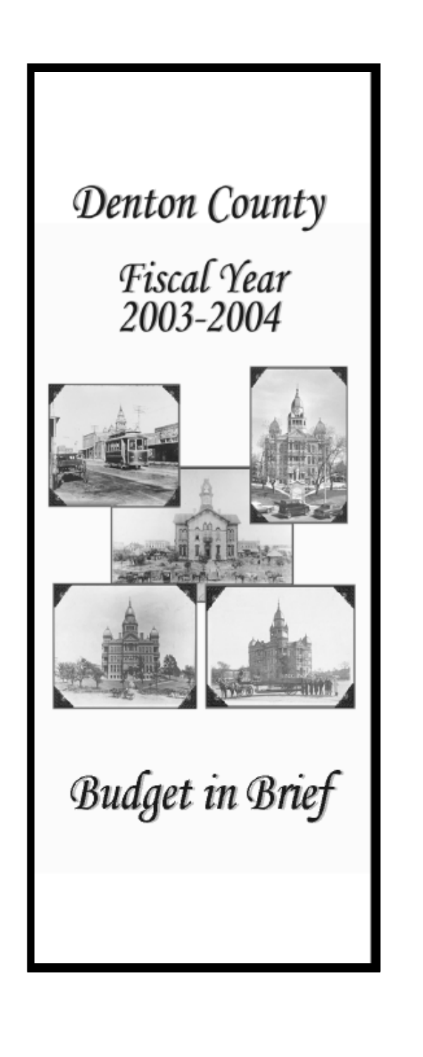# Denton County

## Fiscal Year 2003-2004

# Budget in Brief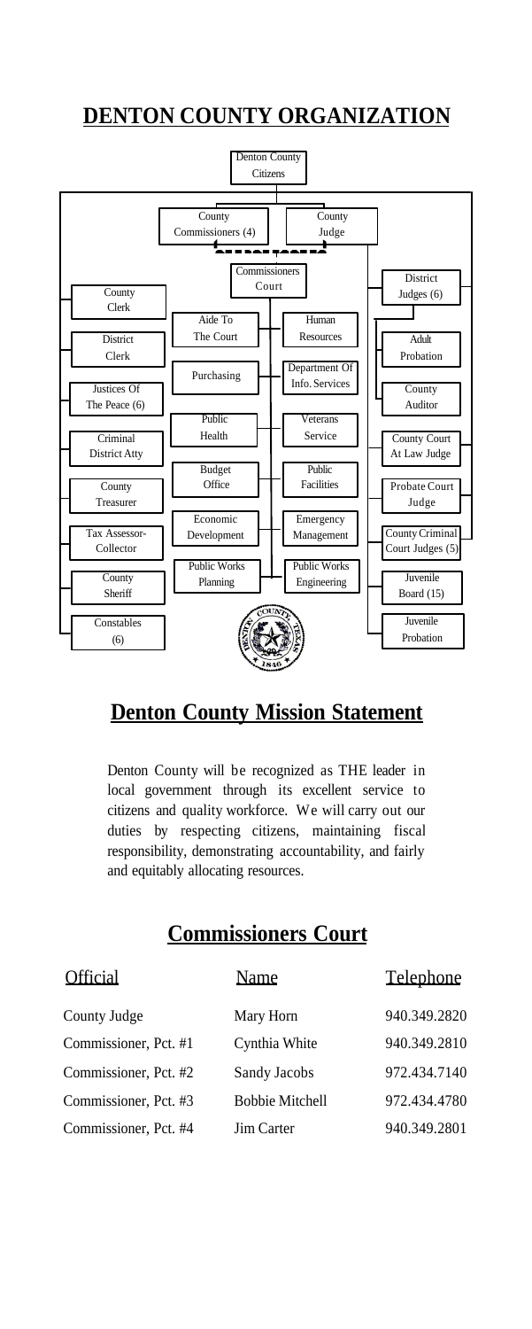# DENTON COUNTY ORGANIZATION

Denton County Citizens

County Commissioners (4)

County Judge

Commissioners Court

County Clerk

District Clerk

Justices Of The Peace (6)

Criminal District Atty

County Treasurer

Tax Assessor-Collector

County Sheriff

Constables (6)

Aide To The Court

Purchasing

Public Health

Budget Office

Economic Development

Public Works Planning

Human Resources

Department Of Info. Services

Veterans Service

Public Facilities

Emergency Management

Public Works Engineering

District Judges (6)

Adult Probation

County Auditor

County Court At Law Judge

Probate Court Judge

County Criminal Court Judges (5)

Juvenile Board (15)

Juvenile Probation

## Denton County Mission Statement

Denton County will be recognized as THE leader in local government through its excellent service to citizens and quality workforce. We will carry out our duties by respecting citizens, maintaining fiscal responsibility, demonstrating accountability, and fairly and equitably allocating resources.

## Commissioners Court

| Official | Name | Telephone |
|---|---|---|
| County Judge | Mary Horn | 940.349.2820 |
| Commissioner, Pct. #1 | Cynthia White | 940.349.2810 |
| Commissioner, Pct. #2 | Sandy Jacobs | 972.434.7140 |
| Commissioner, Pct. #3 | Bobbie Mitchell | 972.434.4780 |
| Commissioner, Pct. #4 | Jim Carter | 940.349.2801 |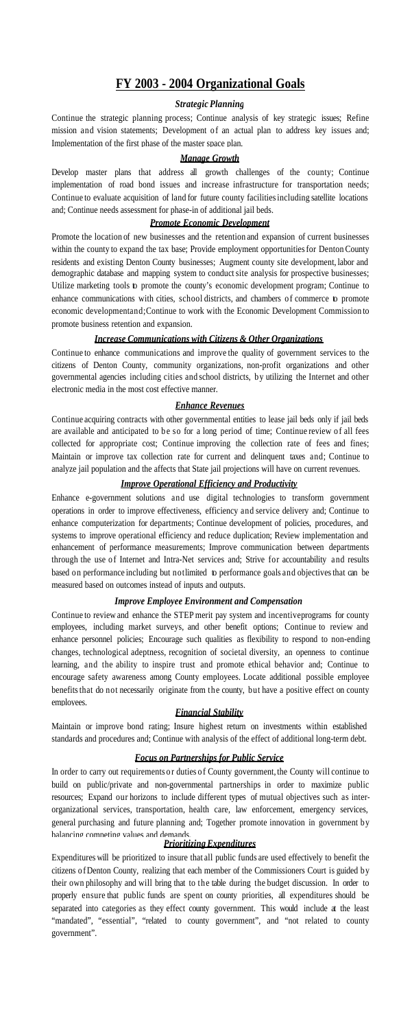# FY 2003 - 2004 Organizational Goals

### *Strategic Planning*

Continue the strategic planning process; Continue analysis of key strategic issues; Refine mission and vision statements; Development of an actual plan to address key issues and; Implementation of the first phase of the master space plan.

### *Manage Growth*

Develop master plans that address all growth challenges of the county; Continue implementation of road bond issues and increase infrastructure for transportation needs; Continue to evaluate acquisition of land for future county facilities including satellite locations and; Continue needs assessment for phase-in of additional jail beds.

### *Promote Economic Development*

Promote the location of new businesses and the retention and expansion of current businesses within the county to expand the tax base; Provide employment opportunities for Denton County residents and existing Denton County businesses; Augment county site development, labor and demographic database and mapping system to conduct site analysis for prospective businesses; Utilize marketing tools to promote the county's economic development program; Continue to enhance communications with cities, school districts, and chambers of commerce to promote economic developmentand;Continue to work with the Economic Development Commission to promote business retention and expansion.

### *Increase Communications with Citizens & Other Organizations*

Continue to enhance communications and improve the quality of government services to the citizens of Denton County, community organizations, non-profit organizations and other governmental agencies including cities and school districts, by utilizing the Internet and other electronic media in the most cost effective manner.

### *Enhance Revenues*

Continue acquiring contracts with other governmental entities to lease jail beds only if jail beds are available and anticipated to be so for a long period of time; Continue review of all fees collected for appropriate cost; Continue improving the collection rate of fees and fines; Maintain or improve tax collection rate for current and delinquent taxes and; Continue to analyze jail population and the affects that State jail projections will have on current revenues.

### *Improve Operational Efficiency and Productivity*

Enhance e-government solutions and use digital technologies to transform government operations in order to improve effectiveness, efficiency and service delivery and; Continue to enhance computerization for departments; Continue development of policies, procedures, and systems to improve operational efficiency and reduce duplication; Review implementation and enhancement of performance measurements; Improve communication between departments through the use of Internet and Intra-Net services and; Strive for accountability and results based on performance including but notlimited to performance goals and objectives that can be measured based on outcomes instead of inputs and outputs.

### *Improve Employee Environment and Compensation*

Continue to review and enhance the STEP merit pay system and incentiveprograms for county employees, including market surveys, and other benefit options; Continue to review and enhance personnel policies; Encourage such qualities as flexibility to respond to non-ending changes, technological adeptness, recognition of societal diversity, an openness to continue learning, and the ability to inspire trust and promote ethical behavior and; Continue to encourage safety awareness among County employees. Locate additional possible employee benefits that do not necessarily originate from the county, but have a positive effect on county employees.

### *Financial Stability*

Maintain or improve bond rating; Insure highest return on investments within established standards and procedures and; Continue with analysis of the effect of additional long-term debt.

### *Focus on Partnerships for Public Service*

In order to carry out requirements or duties of County government, the County will continue to build on public/private and non-governmental partnerships in order to maximize public resources; Expand our horizons to include different types of mutual objectives such as inter-organizational services, transportation, health care, law enforcement, emergency services, general purchasing and future planning and; Together promote innovation in government by balancing competing values and demands.

### *Prioritizing Expenditures*

Expenditures will be prioritized to insure that all public funds are used effectively to benefit the citizens of Denton County, realizing that each member of the Commissioners Court is guided by their own philosophy and will bring that to the table during the budget discussion. In order to properly ensure that public funds are spent on county priorities, all expenditures should be separated into categories as they effect county government. This would include at the least "mandated", "essential", "related to county government", and "not related to county government".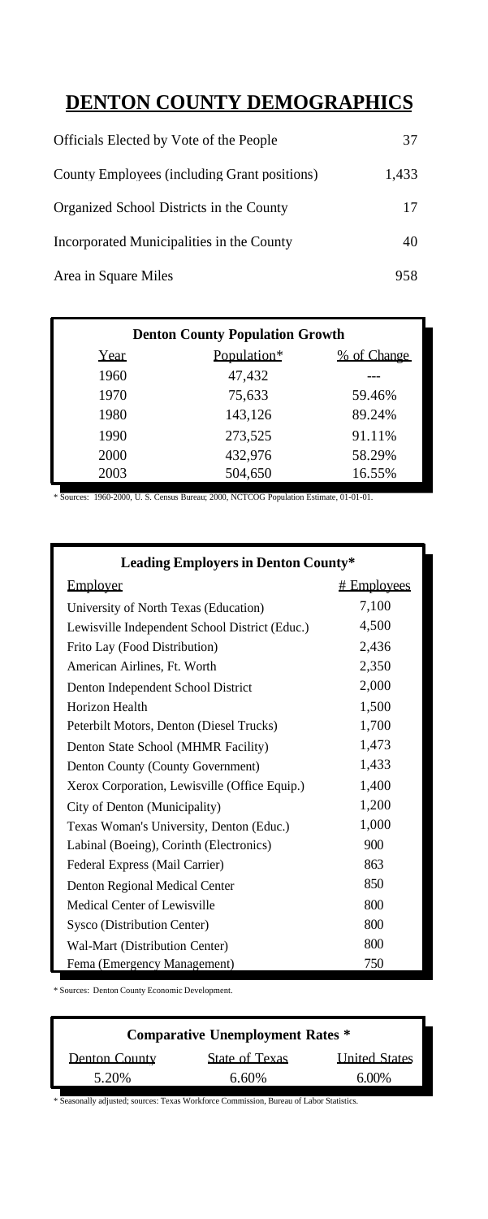# DENTON COUNTY DEMOGRAPHICS

| | |
|---|---|
| Officials Elected by Vote of the People | 37 |
| County Employees (including Grant positions) | 1,433 |
| Organized School Districts in the County | 17 |
| Incorporated Municipalities in the County | 40 |
| Area in Square Miles | 958 |

**Denton County Population Growth**

| Year | Population* | % of Change |
|---|---|---|
| 1960 | 47,432 | --- |
| 1970 | 75,633 | 59.46% |
| 1980 | 143,126 | 89.24% |
| 1990 | 273,525 | 91.11% |
| 2000 | 432,976 | 58.29% |
| 2003 | 504,650 | 16.55% |

* Sources: 1960-2000, U. S. Census Bureau; 2000, NCTCOG Population Estimate, 01-01-01.

**Leading Employers in Denton County***

| Employer | # Employees |
|---|---|
| University of North Texas (Education) | 7,100 |
| Lewisville Independent School District (Educ.) | 4,500 |
| Frito Lay (Food Distribution) | 2,436 |
| American Airlines, Ft. Worth | 2,350 |
| Denton Independent School District | 2,000 |
| Horizon Health | 1,500 |
| Peterbilt Motors, Denton (Diesel Trucks) | 1,700 |
| Denton State School (MHMR Facility) | 1,473 |
| Denton County (County Government) | 1,433 |
| Xerox Corporation, Lewisville (Office Equip.) | 1,400 |
| City of Denton (Municipality) | 1,200 |
| Texas Woman's University, Denton (Educ.) | 1,000 |
| Labinal (Boeing), Corinth (Electronics) | 900 |
| Federal Express (Mail Carrier) | 863 |
| Denton Regional Medical Center | 850 |
| Medical Center of Lewisville | 800 |
| Sysco (Distribution Center) | 800 |
| Wal-Mart (Distribution Center) | 800 |
| Fema (Emergency Management) | 750 |

* Sources: Denton County Economic Development.

**Comparative Unemployment Rates ***

| Denton County | State of Texas | United States |
|---|---|---|
| 5.20% | 6.60% | 6.00% |

* Seasonally adjusted; sources: Texas Workforce Commission, Bureau of Labor Statistics.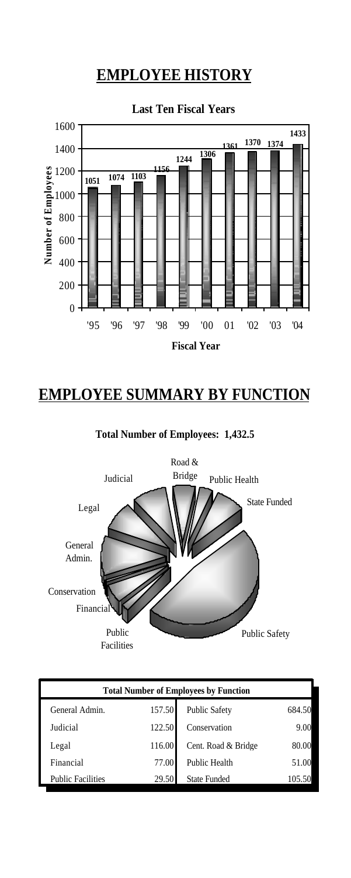# EMPLOYEE HISTORY

**Last Ten Fiscal Years**

| Fiscal Year | Number of Employees |
|---|---|
| '95 | 1051 |
| '96 | 1074 |
| '97 | 1103 |
| '98 | 1156 |
| '99 | 1244 |
| '00 | 1306 |
| 01 | 1361 |
| '02 | 1370 |
| '03 | 1374 |
| '04 | 1433 |

# EMPLOYEE SUMMARY BY FUNCTION

**Total Number of Employees: 1,432.5**

| Total Number of Employees by Function | | | |
|---|---|---|---|
| General Admin. | 157.50 | Public Safety | 684.50 |
| Judicial | 122.50 | Conservation | 9.00 |
| Legal | 116.00 | Cent. Road & Bridge | 80.00 |
| Financial | 77.00 | Public Health | 51.00 |
| Public Facilities | 29.50 | State Funded | 105.50 |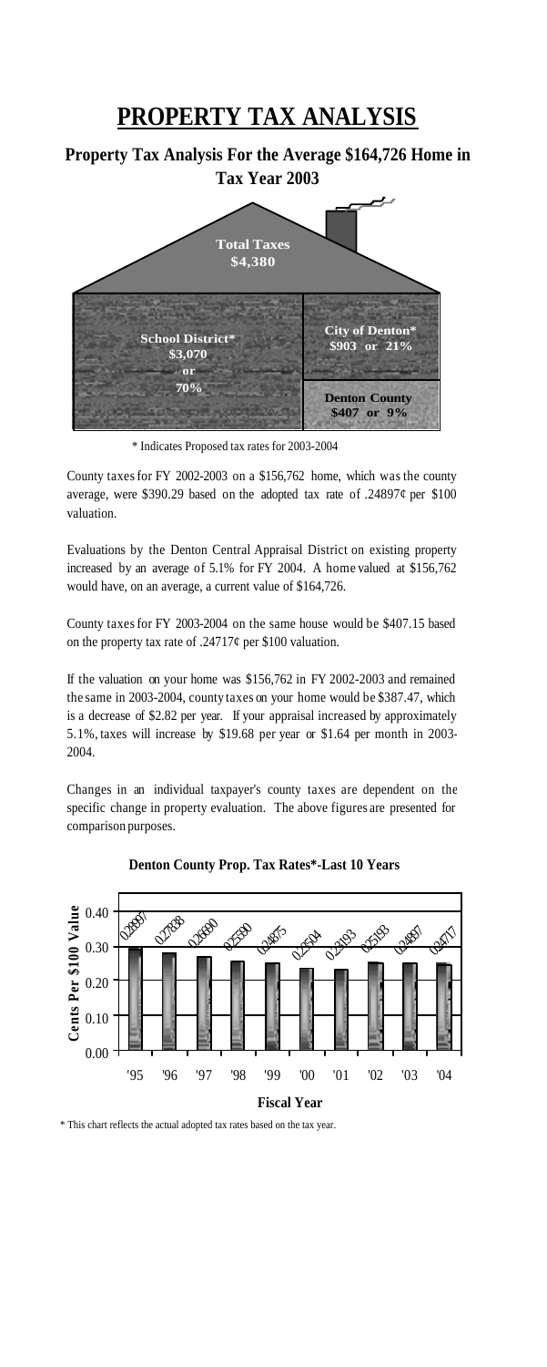# PROPERTY TAX ANALYSIS

## Property Tax Analysis For the Average $164,726 Home in Tax Year 2003

**Total Taxes**
**$4,380**

| **School District*** | **City of Denton*** |
|---|---|
| **$3,070 or 70%** | **$903 or 21%** |
| | **Denton County** |
| | **$407 or 9%** |

\* Indicates Proposed tax rates for 2003-2004

County taxes for FY 2002-2003 on a $156,762 home, which was the county average, were $390.29 based on the adopted tax rate of .24897¢ per $100 valuation.

Evaluations by the Denton Central Appraisal District on existing property increased by an average of 5.1% for FY 2004. A home valued at $156,762 would have, on an average, a current value of $164,726.

County taxes for FY 2003-2004 on the same house would be $407.15 based on the property tax rate of .24717¢ per $100 valuation.

If the valuation on your home was $156,762 in FY 2002-2003 and remained the same in 2003-2004, county taxes on your home would be $387.47, which is a decrease of $2.82 per year. If your appraisal increased by approximately 5.1%, taxes will increase by $19.68 per year or $1.64 per month in 2003-2004.

Changes in an individual taxpayer's county taxes are dependent on the specific change in property evaluation. The above figures are presented for comparison purposes.

**Denton County Prop. Tax Rates*-Last 10 Years**

| Fiscal Year | Cents Per $100 Value |
|---|---|
| '95 | 0.28997 |
| '96 | 0.27838 |
| '97 | 0.26690 |
| '98 | 0.25590 |
| '99 | 0.24875 |
| '00 | 0.23504 |
| '01 | 0.23193 |
| '02 | 0.25193 |
| '03 | 0.24897 |
| '04 | 0.24717 |

\* This chart reflects the actual adopted tax rates based on the tax year.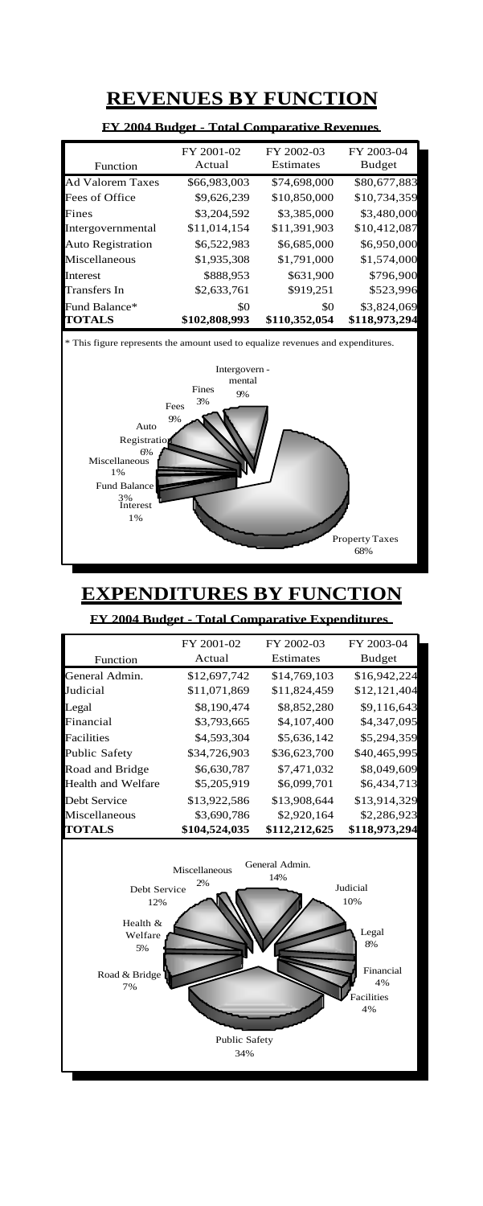# REVENUES BY FUNCTION

**FY 2004 Budget - Total Comparative Revenues**

| Function | FY 2001-02 Actual | FY 2002-03 Estimates | FY 2003-04 Budget |
|---|---|---|---|
| Ad Valorem Taxes | \$66,983,003 | \$74,698,000 | \$80,677,883 |
| Fees of Office | \$9,626,239 | \$10,850,000 | \$10,734,359 |
| Fines | \$3,204,592 | \$3,385,000 | \$3,480,000 |
| Intergovernmental | \$11,014,154 | \$11,391,903 | \$10,412,087 |
| Auto Registration | \$6,522,983 | \$6,685,000 | \$6,950,000 |
| Miscellaneous | \$1,935,308 | \$1,791,000 | \$1,574,000 |
| Interest | \$888,953 | \$631,900 | \$796,900 |
| Transfers In | \$2,633,761 | \$919,251 | \$523,996 |
| Fund Balance* | \$0 | \$0 | \$3,824,069 |
| **TOTALS** | **\$102,808,993** | **\$110,352,054** | **\$118,973,294** |

\* This figure represents the amount used to equalize revenues and expenditures.

Intergovern-mental 9%
Fines 3%
Fees 9%
Auto Registration 6%
Miscellaneous 1%
Fund Balance 3%
Interest 1%
Property Taxes 68%

# EXPENDITURES BY FUNCTION

**FY 2004 Budget - Total Comparative Expenditures**

| Function | FY 2001-02 Actual | FY 2002-03 Estimates | FY 2003-04 Budget |
|---|---|---|---|
| General Admin. | \$12,697,742 | \$14,769,103 | \$16,942,224 |
| Judicial | \$11,071,869 | \$11,824,459 | \$12,121,404 |
| Legal | \$8,190,474 | \$8,852,280 | \$9,116,643 |
| Financial | \$3,793,665 | \$4,107,400 | \$4,347,095 |
| Facilities | \$4,593,304 | \$5,636,142 | \$5,294,359 |
| Public Safety | \$34,726,903 | \$36,623,700 | \$40,465,995 |
| Road and Bridge | \$6,630,787 | \$7,471,032 | \$8,049,609 |
| Health and Welfare | \$5,205,919 | \$6,099,701 | \$6,434,713 |
| Debt Service | \$13,922,586 | \$13,908,644 | \$13,914,329 |
| Miscellaneous | \$3,690,786 | \$2,920,164 | \$2,286,923 |
| **TOTALS** | **\$104,524,035** | **\$112,212,625** | **\$118,973,294** |

Miscellaneous 2%
General Admin. 14%
Judicial 10%
Legal 8%
Financial 4%
Facilities 4%
Public Safety 34%
Road & Bridge 7%
Health & Welfare 5%
Debt Service 12%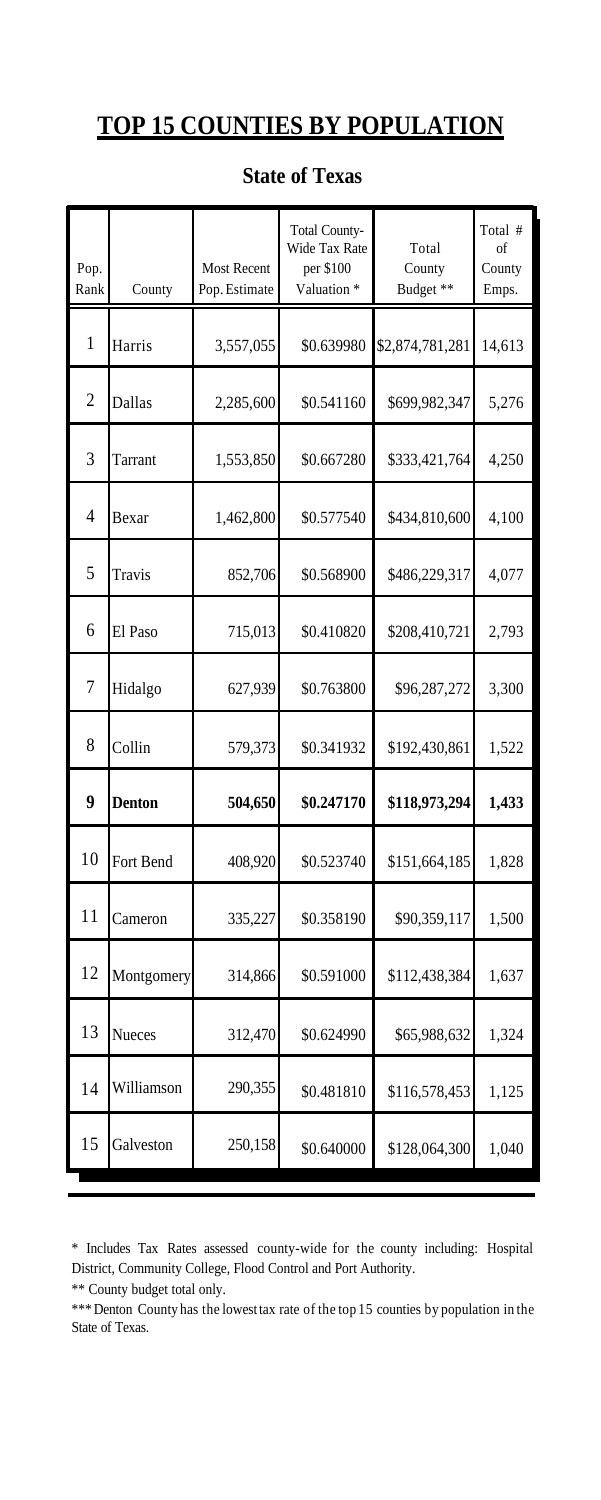# TOP 15 COUNTIES BY POPULATION

## State of Texas

| Pop. Rank | County | Most Recent Pop. Estimate | Total County-Wide Tax Rate per $100 Valuation * | Total County Budget ** | Total # of County Emps. |
|---|---|---|---|---|---|
| 1 | Harris | 3,557,055 | $0.639980 | $2,874,781,281 | 14,613 |
| 2 | Dallas | 2,285,600 | $0.541160 | $699,982,347 | 5,276 |
| 3 | Tarrant | 1,553,850 | $0.667280 | $333,421,764 | 4,250 |
| 4 | Bexar | 1,462,800 | $0.577540 | $434,810,600 | 4,100 |
| 5 | Travis | 852,706 | $0.568900 | $486,229,317 | 4,077 |
| 6 | El Paso | 715,013 | $0.410820 | $208,410,721 | 2,793 |
| 7 | Hidalgo | 627,939 | $0.763800 | $96,287,272 | 3,300 |
| 8 | Collin | 579,373 | $0.341932 | $192,430,861 | 1,522 |
| **9** | **Denton** | **504,650** | **$0.247170** | **$118,973,294** | **1,433** |
| 10 | Fort Bend | 408,920 | $0.523740 | $151,664,185 | 1,828 |
| 11 | Cameron | 335,227 | $0.358190 | $90,359,117 | 1,500 |
| 12 | Montgomery | 314,866 | $0.591000 | $112,438,384 | 1,637 |
| 13 | Nueces | 312,470 | $0.624990 | $65,988,632 | 1,324 |
| 14 | Williamson | 290,355 | $0.481810 | $116,578,453 | 1,125 |
| 15 | Galveston | 250,158 | $0.640000 | $128,064,300 | 1,040 |

* Includes Tax Rates assessed county-wide for the county including: Hospital District, Community College, Flood Control and Port Authority.

** County budget total only.

*** Denton County has the lowest tax rate of the top 15 counties by population in the State of Texas.